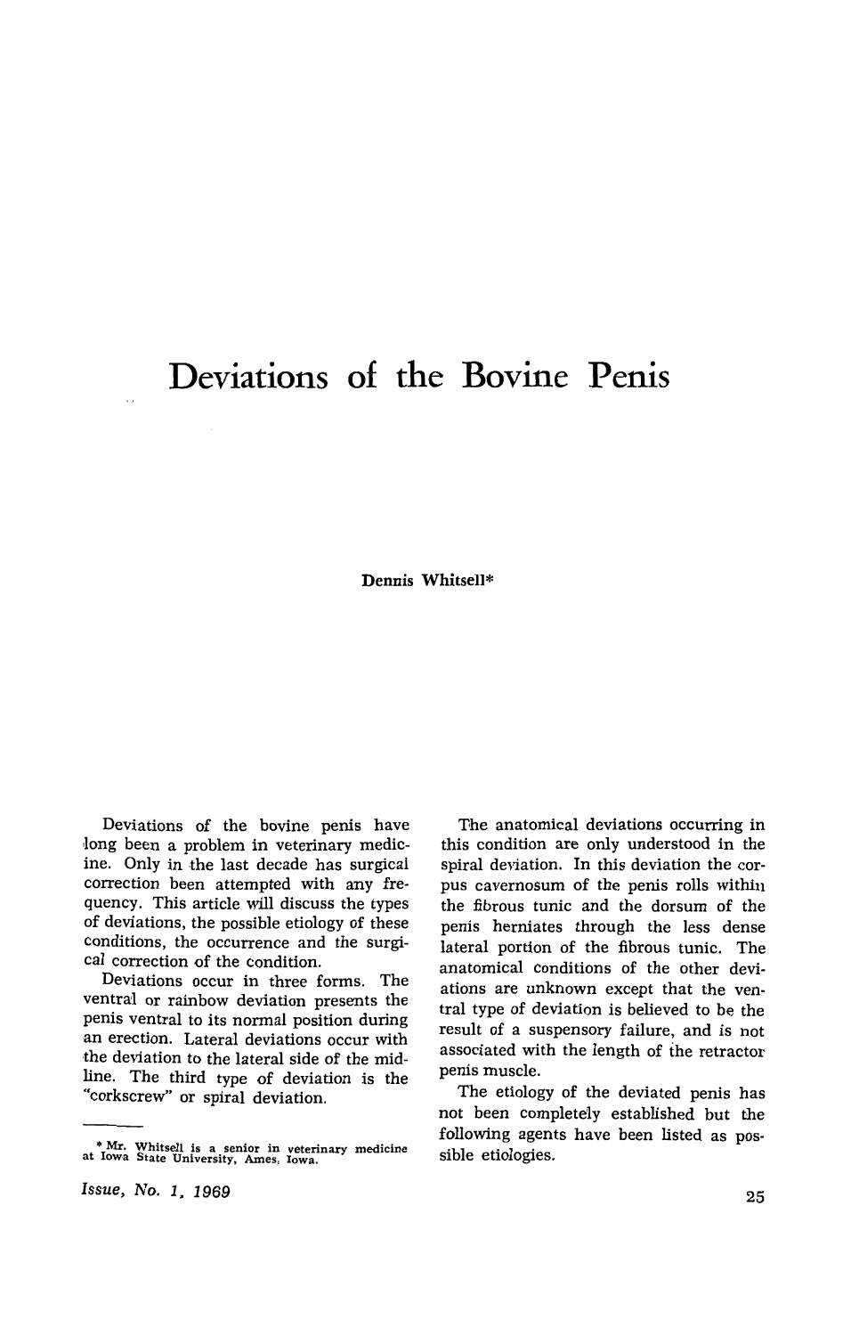# Deviations of the Bovine Penis

**Dennis Whitsell***

Deviations of the bovine penis have long been a problem in veterinary medicine. Only in the last decade has surgical correction been attempted with any frequency. This article will discuss the types of deviations, the possible etiology of these conditions, the occurrence and the surgical correction of the condition.

Deviations occur in three forms. The ventral or rainbow deviation presents the penis ventral to its normal position during an erection. Lateral deviations occur with the deviation to the lateral side of the midline. The third type of deviation is the "corkscrew" or spiral deviation.

The anatomical deviations occurring in this condition are only understood in the spiral deviation. In this deviation the corpus cavernosum of the penis rolls within the fibrous tunic and the dorsum of the penis herniates through the less dense lateral portion of the fibrous tunic. The anatomical conditions of the other deviations are unknown except that the ventral type of deviation is believed to be the result of a suspensory failure, and is not associated with the length of the retractor penis muscle.

The etiology of the deviated penis has not been completely established but the following agents have been listed as possible etiologies.

---

* Mr. Whitsell is a senior in veterinary medicine at Iowa State University, Ames, Iowa.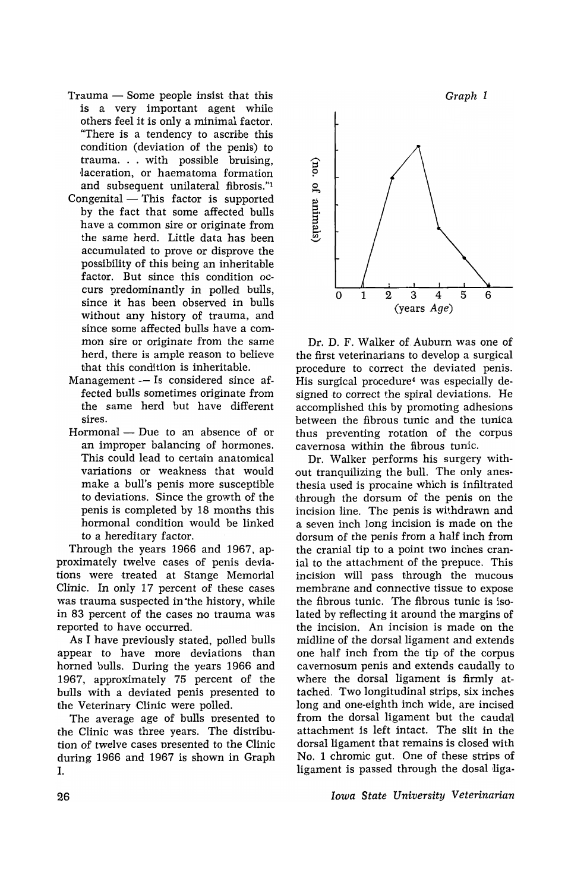- Trauma — Some people insist that this is a very important agent while others feel it is only a minimal factor. "There is a tendency to ascribe this condition (deviation of the penis) to trauma. . . with possible bruising, laceration, or haematoma formation and subsequent unilateral fibrosis."[1]
- Congenital — This factor is supported by the fact that some affected bulls have a common sire or originate from the same herd. Little data has been accumulated to prove or disprove the possibility of this being an inheritable factor. But since this condition occurs predominantly in polled bulls, since it has been observed in bulls without any history of trauma, and since some affected bulls have a common sire or originate from the same herd, there is ample reason to believe that this condition is inheritable.
- Management — Is considered since affected bulls sometimes originate from the same herd but have different sires.
- Hormonal — Due to an absence of or an improper balancing of hormones. This could lead to certain anatomical variations or weakness that would make a bull's penis more susceptible to deviations. Since the growth of the penis is completed by 18 months this hormonal condition would be linked to a hereditary factor.

Through the years 1966 and 1967, approximately twelve cases of penis deviations were treated at Stange Memorial Clinic. In only 17 percent of these cases was trauma suspected in the history, while in 83 percent of the cases no trauma was reported to have occurred.

As I have previously stated, polled bulls appear to have more deviations than horned bulls. During the years 1966 and 1967, approximately 75 percent of the bulls with a deviated penis presented to the Veterinary Clinic were polled.

The average age of bulls presented to the Clinic was three years. The distribution of twelve cases presented to the Clinic during 1966 and 1967 is shown in Graph I.

*Graph I*

(no. of animals) vs. (years *Age*): 0, 1, 2, 3, 4, 5, 6

Dr. D. F. Walker of Auburn was one of the first veterinarians to develop a surgical procedure to correct the deviated penis. His surgical procedure[4] was especially designed to correct the spiral deviations. He accomplished this by promoting adhesions between the fibrous tunic and the tunica thus preventing rotation of the corpus cavernosa within the fibrous tunic.

Dr. Walker performs his surgery without tranquilizing the bull. The only anesthesia used is procaine which is infiltrated through the dorsum of the penis on the incision line. The penis is withdrawn and a seven inch long incision is made on the dorsum of the penis from a half inch from the cranial tip to a point two inches cranial to the attachment of the prepuce. This incision will pass through the mucous membrane and connective tissue to expose the fibrous tunic. The fibrous tunic is isolated by reflecting it around the margins of the incision. An incision is made on the midline of the dorsal ligament and extends one half inch from the tip of the corpus cavernosum penis and extends caudally to where the dorsal ligament is firmly attached. Two longitudinal strips, six inches long and one-eighth inch wide, are incised from the dorsal ligament but the caudal attachment is left intact. The slit in the dorsal ligament that remains is closed with No. 1 chromic gut. One of these strips of ligament is passed through the dosal liga-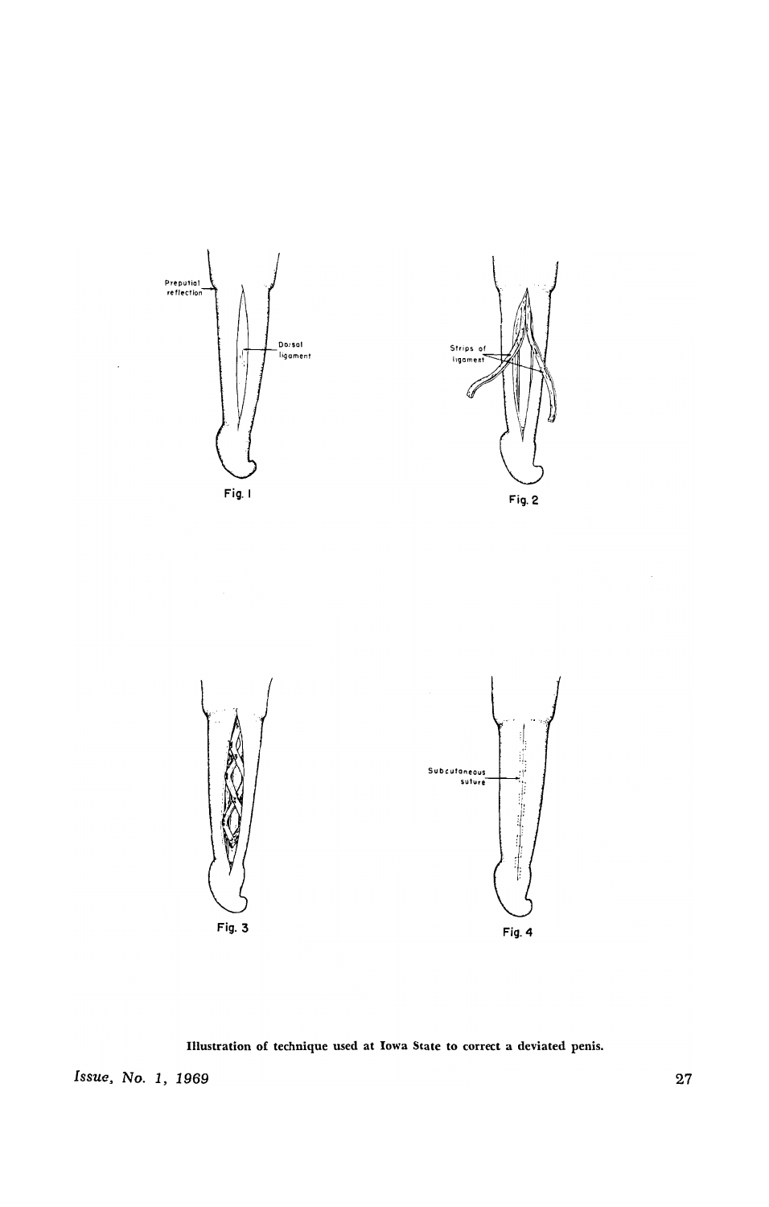Fig. 1

Fig. 2

Fig. 3

Fig. 4

Illustration of technique used at Iowa State to correct a deviated penis.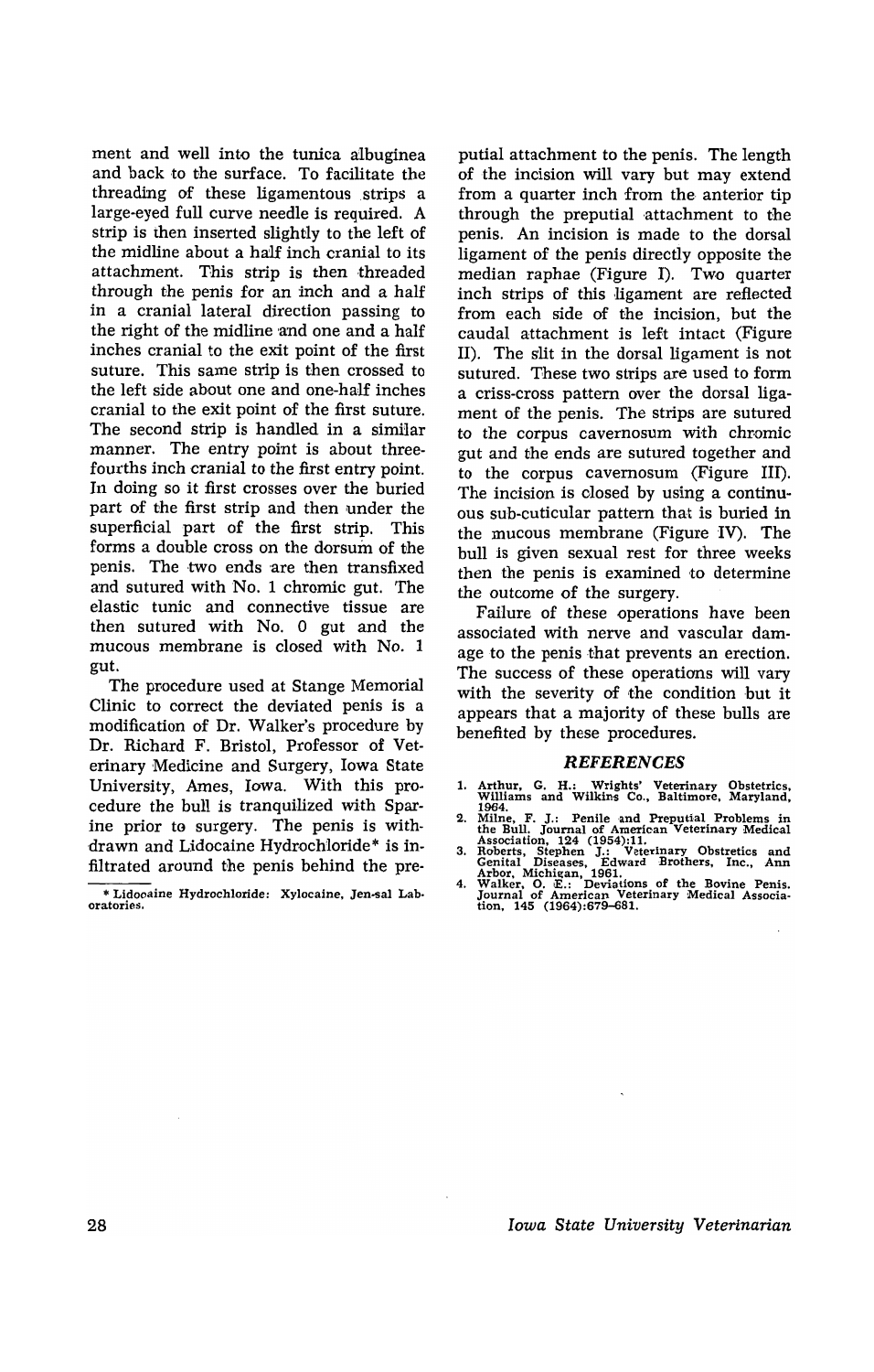ment and well into the tunica albuginea and back to the surface. To facilitate the threading of these ligamentous strips a large-eyed full curve needle is required. A strip is then inserted slightly to the left of the midline about a half inch cranial to its attachment. This strip is then threaded through the penis for an inch and a half in a cranial lateral direction passing to the right of the midline and one and a half inches cranial to the exit point of the first suture. This same strip is then crossed to the left side about one and one-half inches cranial to the exit point of the first suture. The second strip is handled in a similar manner. The entry point is about three-fourths inch cranial to the first entry point. In doing so it first crosses over the buried part of the first strip and then under the superficial part of the first strip. This forms a double cross on the dorsum of the penis. The two ends are then transfixed and sutured with No. 1 chromic gut. The elastic tunic and connective tissue are then sutured with No. 0 gut and the mucous membrane is closed with No. 1 gut.

The procedure used at Stange Memorial Clinic to correct the deviated penis is a modification of Dr. Walker's procedure by Dr. Richard F. Bristol, Professor of Veterinary Medicine and Surgery, Iowa State University, Ames, Iowa. With this procedure the bull is tranquilized with Sparine prior to surgery. The penis is withdrawn and Lidocaine Hydrochloride* is infiltrated around the penis behind the preputial attachment to the penis. The length of the incision will vary but may extend from a quarter inch from the anterior tip through the preputial attachment to the penis. An incision is made to the dorsal ligament of the penis directly opposite the median raphae (Figure I). Two quarter inch strips of this ligament are reflected from each side of the incision, but the caudal attachment is left intact (Figure II). The slit in the dorsal ligament is not sutured. These two strips are used to form a criss-cross pattern over the dorsal ligament of the penis. The strips are sutured to the corpus cavernosum with chromic gut and the ends are sutured together and to the corpus cavernosum (Figure III). The incision is closed by using a continuous sub-cuticular pattern that is buried in the mucous membrane (Figure IV). The bull is given sexual rest for three weeks then the penis is examined to determine the outcome of the surgery.

Failure of these operations have been associated with nerve and vascular damage to the penis that prevents an erection. The success of these operations will vary with the severity of the condition but it appears that a majority of these bulls are benefited by these procedures.

\* Lidocaine Hydrochloride: Xylocaine, Jen-sal Laboratories.

## *REFERENCES*

1. Arthur, G. H.: Wrights' Veterinary Obstetrics, Williams and Wilkins Co., Baltimore, Maryland, 1964.
2. Milne, F. J.: Penile and Preputial Problems in the Bull. Journal of American Veterinary Medical Association, 124 (1954):11.
3. Roberts, Stephen J.: Veterinary Obstretics and Genital Diseases, Edward Brothers, Inc., Ann Arbor, Michigan, 1961.
4. Walker, O. E.: Deviations of the Bovine Penis. Journal of American Veterinary Medical Association, 145 (1964):679–681.